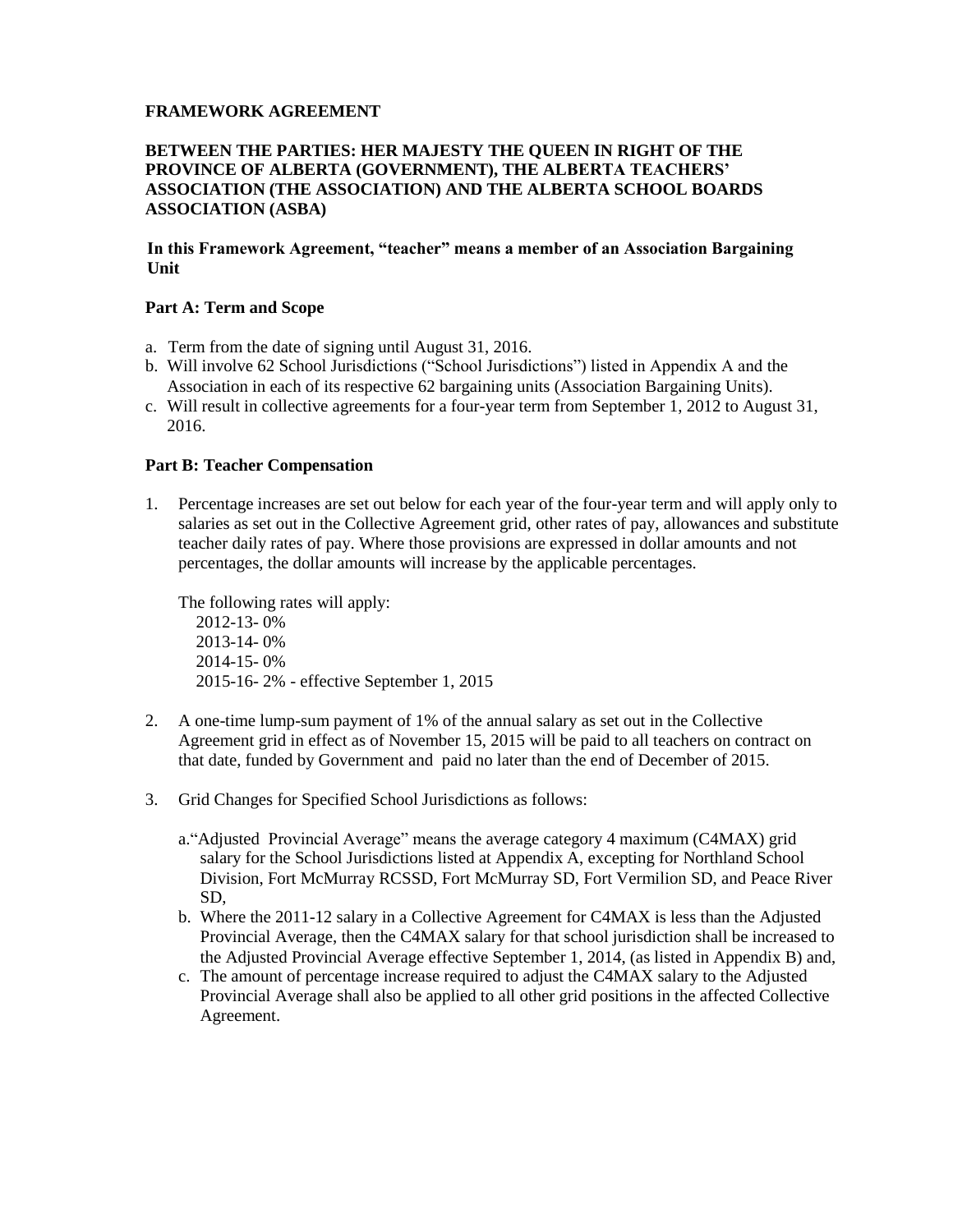# FRAMEWORK AGREEMENT

**BETWEEN THE PARTIES: HER MAJESTY THE QUEEN IN RIGHT OF THE PROVINCE OF ALBERTA (GOVERNMENT), THE ALBERTA TEACHERS' ASSOCIATION (THE ASSOCIATION) AND THE ALBERTA SCHOOL BOARDS ASSOCIATION (ASBA)**

**In this Framework Agreement, "teacher" means a member of an Association Bargaining Unit**

## Part A: Term and Scope

a. Term from the date of signing until August 31, 2016.
b. Will involve 62 School Jurisdictions ("School Jurisdictions") listed in Appendix A and the Association in each of its respective 62 bargaining units (Association Bargaining Units).
c. Will result in collective agreements for a four-year term from September 1, 2012 to August 31, 2016.

## Part B: Teacher Compensation

1. Percentage increases are set out below for each year of the four-year term and will apply only to salaries as set out in the Collective Agreement grid, other rates of pay, allowances and substitute teacher daily rates of pay. Where those provisions are expressed in dollar amounts and not percentages, the dollar amounts will increase by the applicable percentages.

   The following rates will apply:
   2012-13- 0%
   2013-14- 0%
   2014-15- 0%
   2015-16- 2% - effective September 1, 2015

2. A one-time lump-sum payment of 1% of the annual salary as set out in the Collective Agreement grid in effect as of November 15, 2015 will be paid to all teachers on contract on that date, funded by Government and paid no later than the end of December of 2015.

3. Grid Changes for Specified School Jurisdictions as follows:

   a. "Adjusted Provincial Average" means the average category 4 maximum (C4MAX) grid salary for the School Jurisdictions listed at Appendix A, excepting for Northland School Division, Fort McMurray RCSSD, Fort McMurray SD, Fort Vermilion SD, and Peace River SD,
   b. Where the 2011-12 salary in a Collective Agreement for C4MAX is less than the Adjusted Provincial Average, then the C4MAX salary for that school jurisdiction shall be increased to the Adjusted Provincial Average effective September 1, 2014, (as listed in Appendix B) and,
   c. The amount of percentage increase required to adjust the C4MAX salary to the Adjusted Provincial Average shall also be applied to all other grid positions in the affected Collective Agreement.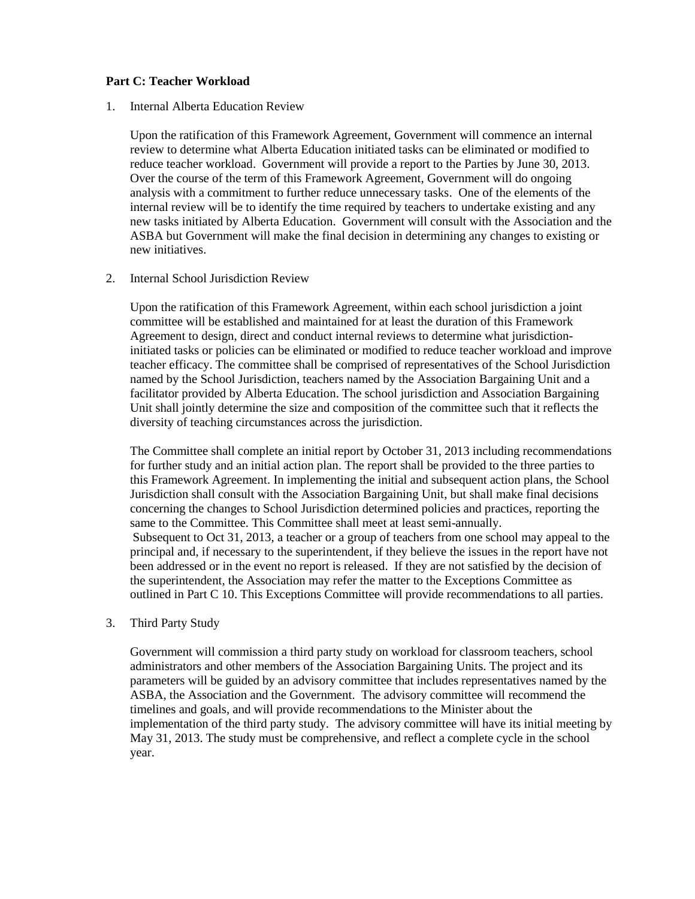**Part C: Teacher Workload**

1. Internal Alberta Education Review

   Upon the ratification of this Framework Agreement, Government will commence an internal review to determine what Alberta Education initiated tasks can be eliminated or modified to reduce teacher workload. Government will provide a report to the Parties by June 30, 2013. Over the course of the term of this Framework Agreement, Government will do ongoing analysis with a commitment to further reduce unnecessary tasks. One of the elements of the internal review will be to identify the time required by teachers to undertake existing and any new tasks initiated by Alberta Education. Government will consult with the Association and the ASBA but Government will make the final decision in determining any changes to existing or new initiatives.

2. Internal School Jurisdiction Review

   Upon the ratification of this Framework Agreement, within each school jurisdiction a joint committee will be established and maintained for at least the duration of this Framework Agreement to design, direct and conduct internal reviews to determine what jurisdiction-initiated tasks or policies can be eliminated or modified to reduce teacher workload and improve teacher efficacy. The committee shall be comprised of representatives of the School Jurisdiction named by the School Jurisdiction, teachers named by the Association Bargaining Unit and a facilitator provided by Alberta Education. The school jurisdiction and Association Bargaining Unit shall jointly determine the size and composition of the committee such that it reflects the diversity of teaching circumstances across the jurisdiction.

   The Committee shall complete an initial report by October 31, 2013 including recommendations for further study and an initial action plan. The report shall be provided to the three parties to this Framework Agreement. In implementing the initial and subsequent action plans, the School Jurisdiction shall consult with the Association Bargaining Unit, but shall make final decisions concerning the changes to School Jurisdiction determined policies and practices, reporting the same to the Committee. This Committee shall meet at least semi-annually.
   Subsequent to Oct 31, 2013, a teacher or a group of teachers from one school may appeal to the principal and, if necessary to the superintendent, if they believe the issues in the report have not been addressed or in the event no report is released. If they are not satisfied by the decision of the superintendent, the Association may refer the matter to the Exceptions Committee as outlined in Part C 10. This Exceptions Committee will provide recommendations to all parties.

3. Third Party Study

   Government will commission a third party study on workload for classroom teachers, school administrators and other members of the Association Bargaining Units. The project and its parameters will be guided by an advisory committee that includes representatives named by the ASBA, the Association and the Government. The advisory committee will recommend the timelines and goals, and will provide recommendations to the Minister about the implementation of the third party study. The advisory committee will have its initial meeting by May 31, 2013. The study must be comprehensive, and reflect a complete cycle in the school year.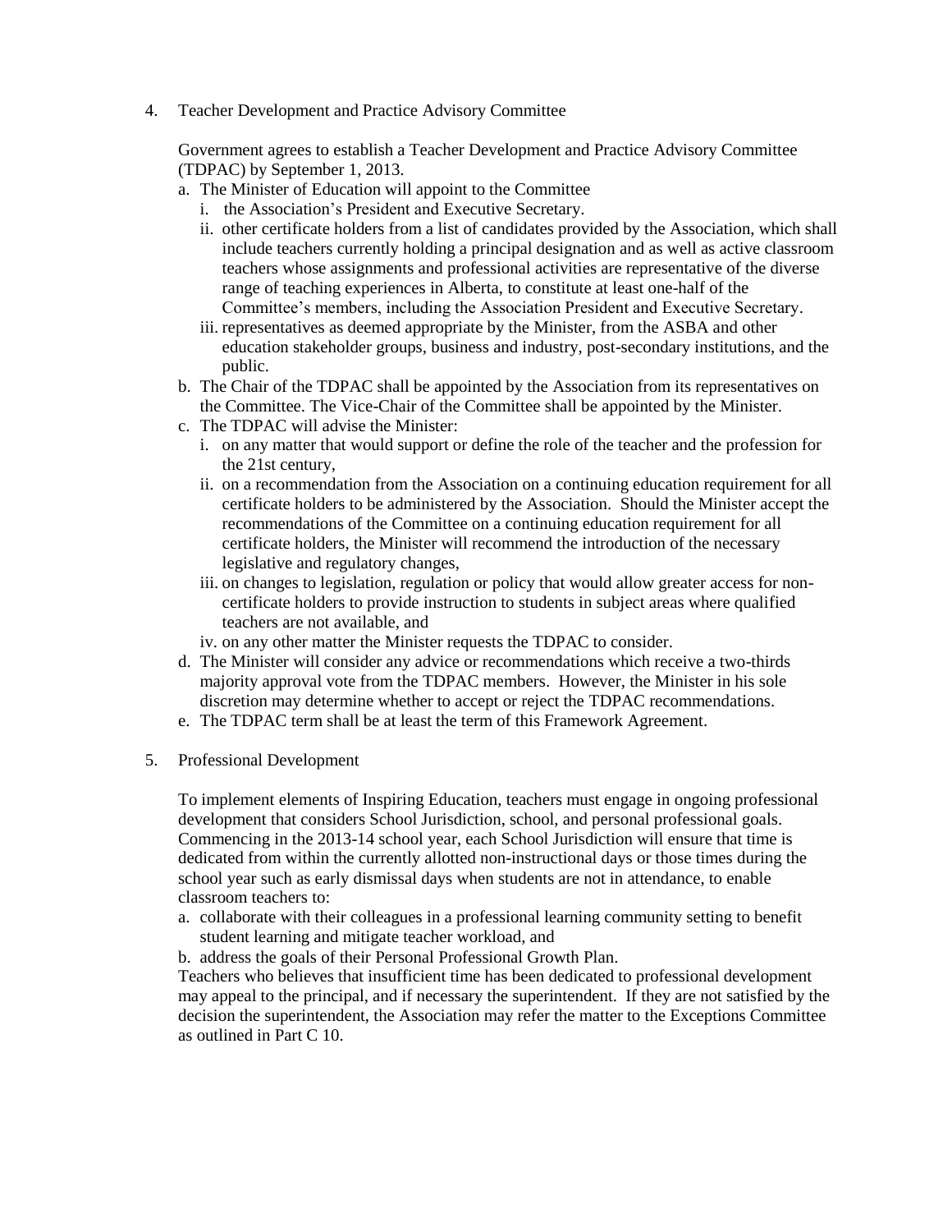4. Teacher Development and Practice Advisory Committee

   Government agrees to establish a Teacher Development and Practice Advisory Committee (TDPAC) by September 1, 2013.

   a. The Minister of Education will appoint to the Committee
      i. the Association's President and Executive Secretary.
      ii. other certificate holders from a list of candidates provided by the Association, which shall include teachers currently holding a principal designation and as well as active classroom teachers whose assignments and professional activities are representative of the diverse range of teaching experiences in Alberta, to constitute at least one-half of the Committee's members, including the Association President and Executive Secretary.
      iii. representatives as deemed appropriate by the Minister, from the ASBA and other education stakeholder groups, business and industry, post-secondary institutions, and the public.
   b. The Chair of the TDPAC shall be appointed by the Association from its representatives on the Committee. The Vice-Chair of the Committee shall be appointed by the Minister.
   c. The TDPAC will advise the Minister:
      i. on any matter that would support or define the role of the teacher and the profession for the 21st century,
      ii. on a recommendation from the Association on a continuing education requirement for all certificate holders to be administered by the Association. Should the Minister accept the recommendations of the Committee on a continuing education requirement for all certificate holders, the Minister will recommend the introduction of the necessary legislative and regulatory changes,
      iii. on changes to legislation, regulation or policy that would allow greater access for non-certificate holders to provide instruction to students in subject areas where qualified teachers are not available, and
      iv. on any other matter the Minister requests the TDPAC to consider.
   d. The Minister will consider any advice or recommendations which receive a two-thirds majority approval vote from the TDPAC members. However, the Minister in his sole discretion may determine whether to accept or reject the TDPAC recommendations.
   e. The TDPAC term shall be at least the term of this Framework Agreement.

5. Professional Development

   To implement elements of Inspiring Education, teachers must engage in ongoing professional development that considers School Jurisdiction, school, and personal professional goals. Commencing in the 2013-14 school year, each School Jurisdiction will ensure that time is dedicated from within the currently allotted non-instructional days or those times during the school year such as early dismissal days when students are not in attendance, to enable classroom teachers to:

   a. collaborate with their colleagues in a professional learning community setting to benefit student learning and mitigate teacher workload, and
   b. address the goals of their Personal Professional Growth Plan.

   Teachers who believes that insufficient time has been dedicated to professional development may appeal to the principal, and if necessary the superintendent. If they are not satisfied by the decision the superintendent, the Association may refer the matter to the Exceptions Committee as outlined in Part C 10.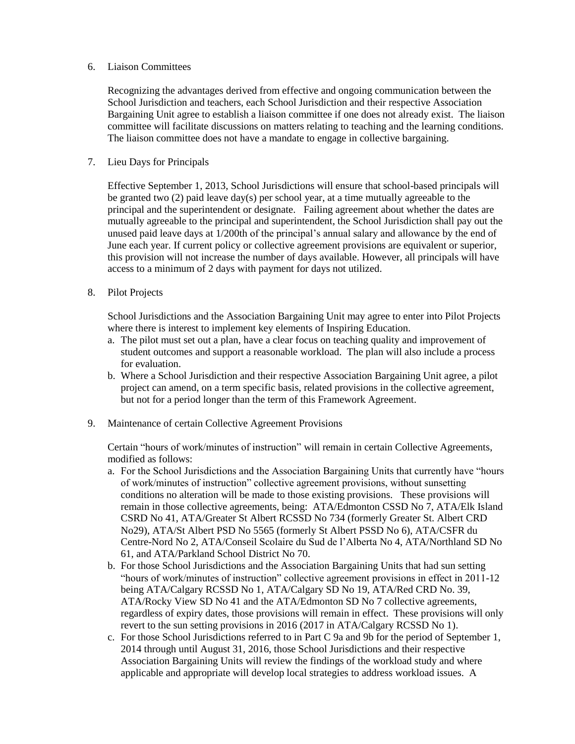6. Liaison Committees

   Recognizing the advantages derived from effective and ongoing communication between the School Jurisdiction and teachers, each School Jurisdiction and their respective Association Bargaining Unit agree to establish a liaison committee if one does not already exist. The liaison committee will facilitate discussions on matters relating to teaching and the learning conditions. The liaison committee does not have a mandate to engage in collective bargaining.

7. Lieu Days for Principals

   Effective September 1, 2013, School Jurisdictions will ensure that school-based principals will be granted two (2) paid leave day(s) per school year, at a time mutually agreeable to the principal and the superintendent or designate. Failing agreement about whether the dates are mutually agreeable to the principal and superintendent, the School Jurisdiction shall pay out the unused paid leave days at 1/200th of the principal's annual salary and allowance by the end of June each year. If current policy or collective agreement provisions are equivalent or superior, this provision will not increase the number of days available. However, all principals will have access to a minimum of 2 days with payment for days not utilized.

8. Pilot Projects

   School Jurisdictions and the Association Bargaining Unit may agree to enter into Pilot Projects where there is interest to implement key elements of Inspiring Education.

   a. The pilot must set out a plan, have a clear focus on teaching quality and improvement of student outcomes and support a reasonable workload. The plan will also include a process for evaluation.
   b. Where a School Jurisdiction and their respective Association Bargaining Unit agree, a pilot project can amend, on a term specific basis, related provisions in the collective agreement, but not for a period longer than the term of this Framework Agreement.

9. Maintenance of certain Collective Agreement Provisions

   Certain "hours of work/minutes of instruction" will remain in certain Collective Agreements, modified as follows:

   a. For the School Jurisdictions and the Association Bargaining Units that currently have "hours of work/minutes of instruction" collective agreement provisions, without sunsetting conditions no alteration will be made to those existing provisions. These provisions will remain in those collective agreements, being: ATA/Edmonton CSSD No 7, ATA/Elk Island CSRD No 41, ATA/Greater St Albert RCSSD No 734 (formerly Greater St. Albert CRD No29), ATA/St Albert PSD No 5565 (formerly St Albert PSSD No 6), ATA/CSFR du Centre-Nord No 2, ATA/Conseil Scolaire du Sud de l'Alberta No 4, ATA/Northland SD No 61, and ATA/Parkland School District No 70.
   b. For those School Jurisdictions and the Association Bargaining Units that had sun setting "hours of work/minutes of instruction" collective agreement provisions in effect in 2011-12 being ATA/Calgary RCSSD No 1, ATA/Calgary SD No 19, ATA/Red CRD No. 39, ATA/Rocky View SD No 41 and the ATA/Edmonton SD No 7 collective agreements, regardless of expiry dates, those provisions will remain in effect. These provisions will only revert to the sun setting provisions in 2016 (2017 in ATA/Calgary RCSSD No 1).
   c. For those School Jurisdictions referred to in Part C 9a and 9b for the period of September 1, 2014 through until August 31, 2016, those School Jurisdictions and their respective Association Bargaining Units will review the findings of the workload study and where applicable and appropriate will develop local strategies to address workload issues. A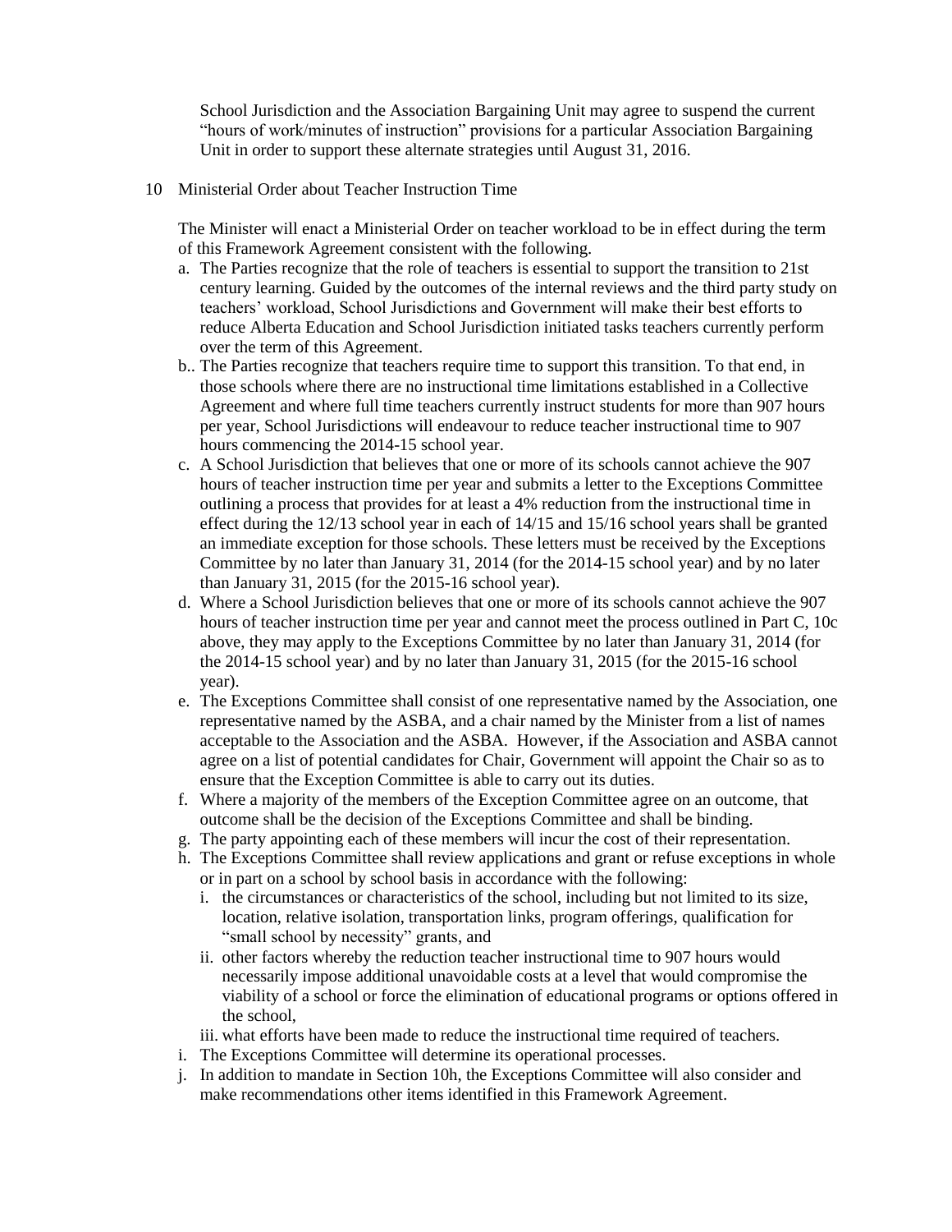School Jurisdiction and the Association Bargaining Unit may agree to suspend the current "hours of work/minutes of instruction" provisions for a particular Association Bargaining Unit in order to support these alternate strategies until August 31, 2016.

10 Ministerial Order about Teacher Instruction Time

The Minister will enact a Ministerial Order on teacher workload to be in effect during the term of this Framework Agreement consistent with the following.

a. The Parties recognize that the role of teachers is essential to support the transition to 21st century learning. Guided by the outcomes of the internal reviews and the third party study on teachers' workload, School Jurisdictions and Government will make their best efforts to reduce Alberta Education and School Jurisdiction initiated tasks teachers currently perform over the term of this Agreement.

b.. The Parties recognize that teachers require time to support this transition. To that end, in those schools where there are no instructional time limitations established in a Collective Agreement and where full time teachers currently instruct students for more than 907 hours per year, School Jurisdictions will endeavour to reduce teacher instructional time to 907 hours commencing the 2014-15 school year.

c. A School Jurisdiction that believes that one or more of its schools cannot achieve the 907 hours of teacher instruction time per year and submits a letter to the Exceptions Committee outlining a process that provides for at least a 4% reduction from the instructional time in effect during the 12/13 school year in each of 14/15 and 15/16 school years shall be granted an immediate exception for those schools. These letters must be received by the Exceptions Committee by no later than January 31, 2014 (for the 2014-15 school year) and by no later than January 31, 2015 (for the 2015-16 school year).

d. Where a School Jurisdiction believes that one or more of its schools cannot achieve the 907 hours of teacher instruction time per year and cannot meet the process outlined in Part C, 10c above, they may apply to the Exceptions Committee by no later than January 31, 2014 (for the 2014-15 school year) and by no later than January 31, 2015 (for the 2015-16 school year).

e. The Exceptions Committee shall consist of one representative named by the Association, one representative named by the ASBA, and a chair named by the Minister from a list of names acceptable to the Association and the ASBA. However, if the Association and ASBA cannot agree on a list of potential candidates for Chair, Government will appoint the Chair so as to ensure that the Exception Committee is able to carry out its duties.

f. Where a majority of the members of the Exception Committee agree on an outcome, that outcome shall be the decision of the Exceptions Committee and shall be binding.

g. The party appointing each of these members will incur the cost of their representation.

h. The Exceptions Committee shall review applications and grant or refuse exceptions in whole or in part on a school by school basis in accordance with the following:
   i. the circumstances or characteristics of the school, including but not limited to its size, location, relative isolation, transportation links, program offerings, qualification for "small school by necessity" grants, and
   ii. other factors whereby the reduction teacher instructional time to 907 hours would necessarily impose additional unavoidable costs at a level that would compromise the viability of a school or force the elimination of educational programs or options offered in the school,
   iii. what efforts have been made to reduce the instructional time required of teachers.

i. The Exceptions Committee will determine its operational processes.

j. In addition to mandate in Section 10h, the Exceptions Committee will also consider and make recommendations other items identified in this Framework Agreement.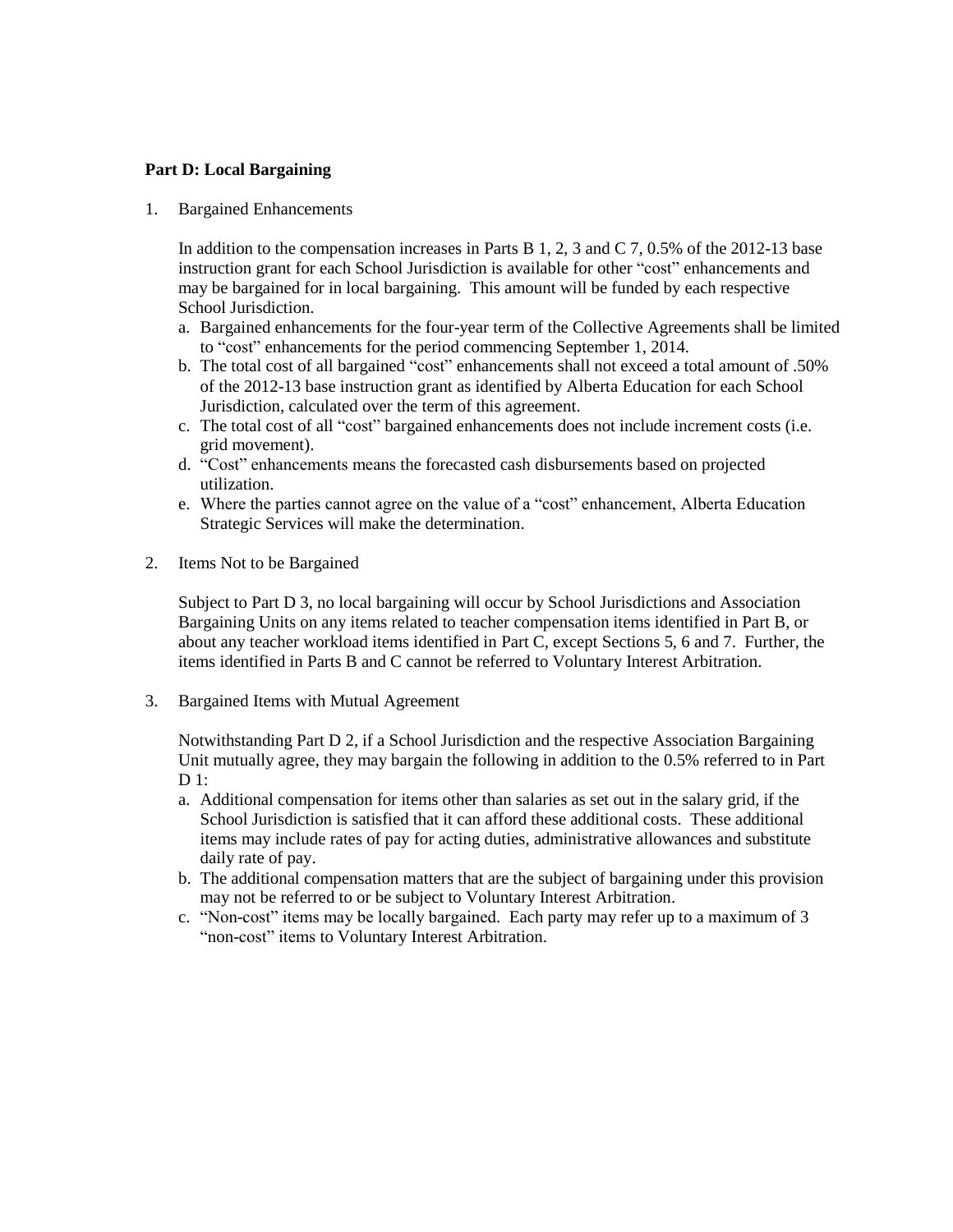**Part D: Local Bargaining**

1. Bargained Enhancements

   In addition to the compensation increases in Parts B 1, 2, 3 and C 7, 0.5% of the 2012-13 base instruction grant for each School Jurisdiction is available for other "cost" enhancements and may be bargained for in local bargaining. This amount will be funded by each respective School Jurisdiction.

   a. Bargained enhancements for the four-year term of the Collective Agreements shall be limited to "cost" enhancements for the period commencing September 1, 2014.
   b. The total cost of all bargained "cost" enhancements shall not exceed a total amount of .50% of the 2012-13 base instruction grant as identified by Alberta Education for each School Jurisdiction, calculated over the term of this agreement.
   c. The total cost of all "cost" bargained enhancements does not include increment costs (i.e. grid movement).
   d. "Cost" enhancements means the forecasted cash disbursements based on projected utilization.
   e. Where the parties cannot agree on the value of a "cost" enhancement, Alberta Education Strategic Services will make the determination.

2. Items Not to be Bargained

   Subject to Part D 3, no local bargaining will occur by School Jurisdictions and Association Bargaining Units on any items related to teacher compensation items identified in Part B, or about any teacher workload items identified in Part C, except Sections 5, 6 and 7. Further, the items identified in Parts B and C cannot be referred to Voluntary Interest Arbitration.

3. Bargained Items with Mutual Agreement

   Notwithstanding Part D 2, if a School Jurisdiction and the respective Association Bargaining Unit mutually agree, they may bargain the following in addition to the 0.5% referred to in Part D 1:

   a. Additional compensation for items other than salaries as set out in the salary grid, if the School Jurisdiction is satisfied that it can afford these additional costs. These additional items may include rates of pay for acting duties, administrative allowances and substitute daily rate of pay.
   b. The additional compensation matters that are the subject of bargaining under this provision may not be referred to or be subject to Voluntary Interest Arbitration.
   c. "Non-cost" items may be locally bargained. Each party may refer up to a maximum of 3 "non-cost" items to Voluntary Interest Arbitration.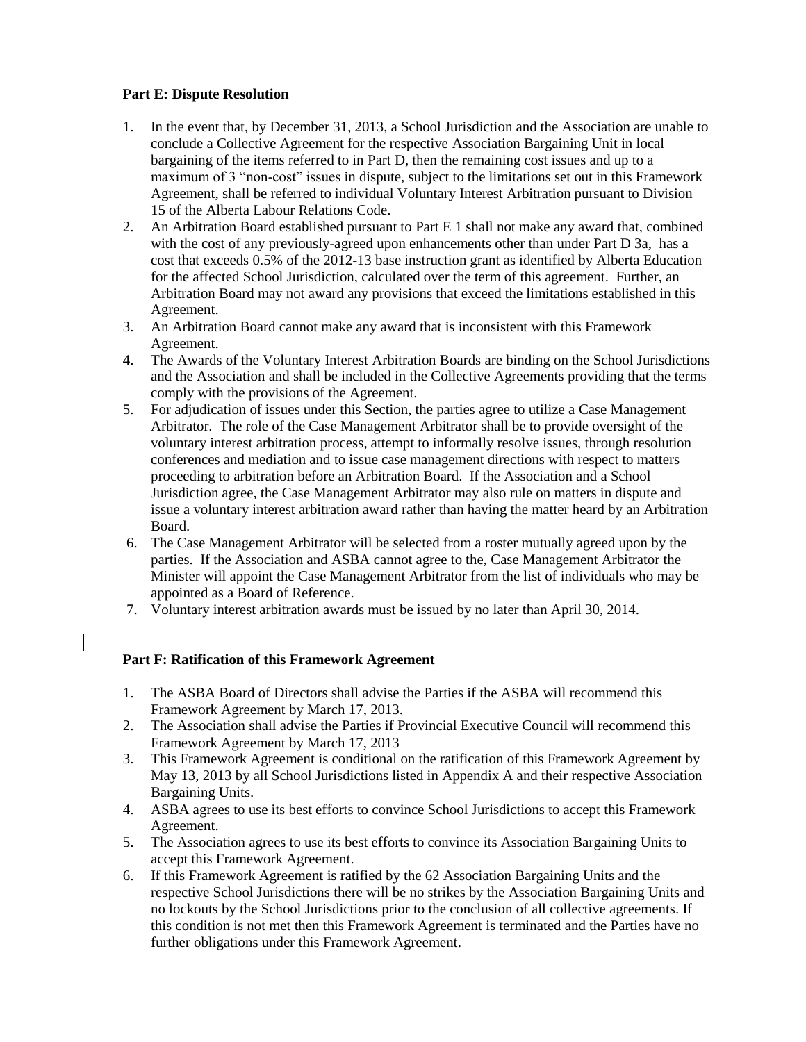**Part E: Dispute Resolution**

1. In the event that, by December 31, 2013, a School Jurisdiction and the Association are unable to conclude a Collective Agreement for the respective Association Bargaining Unit in local bargaining of the items referred to in Part D, then the remaining cost issues and up to a maximum of 3 "non-cost" issues in dispute, subject to the limitations set out in this Framework Agreement, shall be referred to individual Voluntary Interest Arbitration pursuant to Division 15 of the Alberta Labour Relations Code.
2. An Arbitration Board established pursuant to Part E 1 shall not make any award that, combined with the cost of any previously-agreed upon enhancements other than under Part D 3a, has a cost that exceeds 0.5% of the 2012-13 base instruction grant as identified by Alberta Education for the affected School Jurisdiction, calculated over the term of this agreement. Further, an Arbitration Board may not award any provisions that exceed the limitations established in this Agreement.
3. An Arbitration Board cannot make any award that is inconsistent with this Framework Agreement.
4. The Awards of the Voluntary Interest Arbitration Boards are binding on the School Jurisdictions and the Association and shall be included in the Collective Agreements providing that the terms comply with the provisions of the Agreement.
5. For adjudication of issues under this Section, the parties agree to utilize a Case Management Arbitrator. The role of the Case Management Arbitrator shall be to provide oversight of the voluntary interest arbitration process, attempt to informally resolve issues, through resolution conferences and mediation and to issue case management directions with respect to matters proceeding to arbitration before an Arbitration Board. If the Association and a School Jurisdiction agree, the Case Management Arbitrator may also rule on matters in dispute and issue a voluntary interest arbitration award rather than having the matter heard by an Arbitration Board.
6. The Case Management Arbitrator will be selected from a roster mutually agreed upon by the parties. If the Association and ASBA cannot agree to the, Case Management Arbitrator the Minister will appoint the Case Management Arbitrator from the list of individuals who may be appointed as a Board of Reference.
7. Voluntary interest arbitration awards must be issued by no later than April 30, 2014.

**Part F: Ratification of this Framework Agreement**

1. The ASBA Board of Directors shall advise the Parties if the ASBA will recommend this Framework Agreement by March 17, 2013.
2. The Association shall advise the Parties if Provincial Executive Council will recommend this Framework Agreement by March 17, 2013
3. This Framework Agreement is conditional on the ratification of this Framework Agreement by May 13, 2013 by all School Jurisdictions listed in Appendix A and their respective Association Bargaining Units.
4. ASBA agrees to use its best efforts to convince School Jurisdictions to accept this Framework Agreement.
5. The Association agrees to use its best efforts to convince its Association Bargaining Units to accept this Framework Agreement.
6. If this Framework Agreement is ratified by the 62 Association Bargaining Units and the respective School Jurisdictions there will be no strikes by the Association Bargaining Units and no lockouts by the School Jurisdictions prior to the conclusion of all collective agreements. If this condition is not met then this Framework Agreement is terminated and the Parties have no further obligations under this Framework Agreement.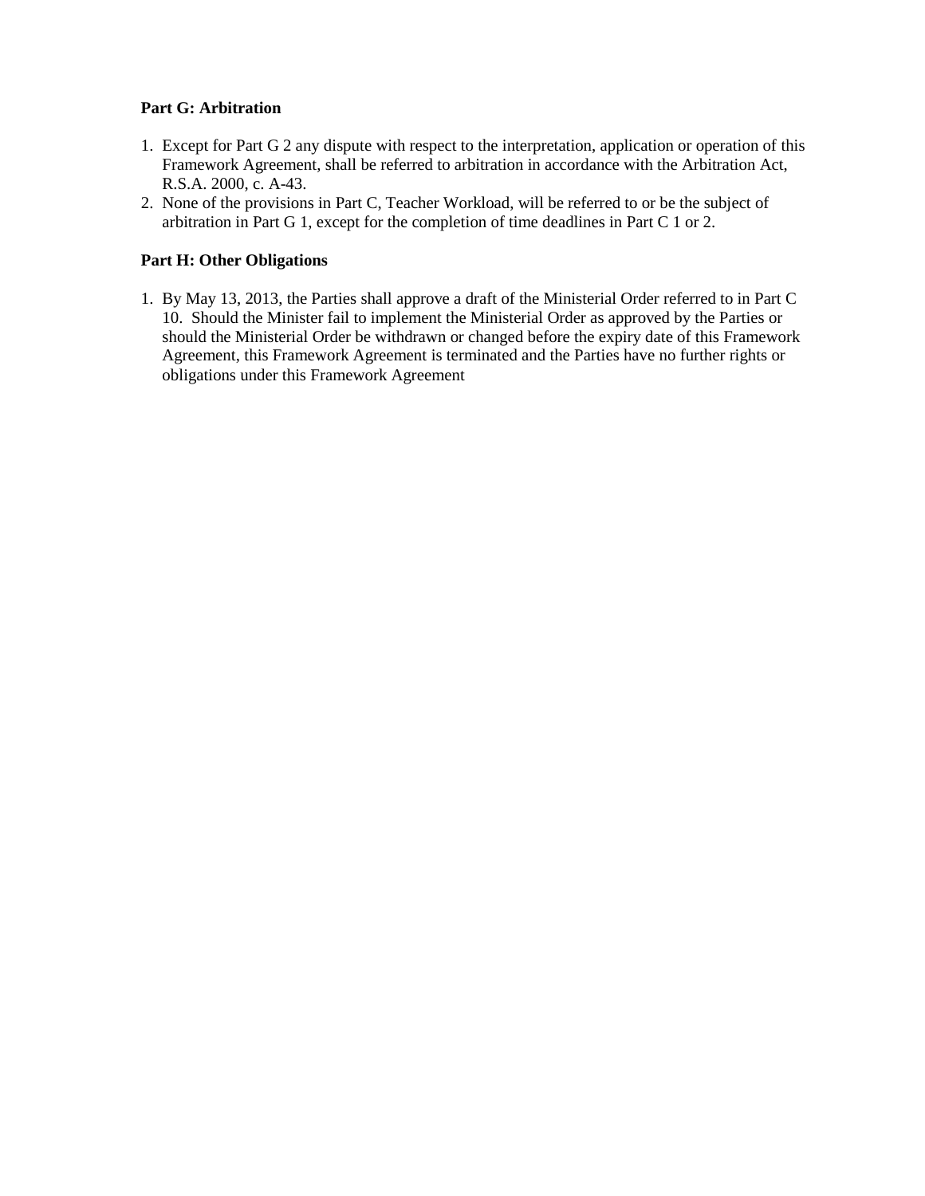**Part G: Arbitration**

1. Except for Part G 2 any dispute with respect to the interpretation, application or operation of this Framework Agreement, shall be referred to arbitration in accordance with the Arbitration Act, R.S.A. 2000, c. A-43.
2. None of the provisions in Part C, Teacher Workload, will be referred to or be the subject of arbitration in Part G 1, except for the completion of time deadlines in Part C 1 or 2.

**Part H: Other Obligations**

1. By May 13, 2013, the Parties shall approve a draft of the Ministerial Order referred to in Part C 10. Should the Minister fail to implement the Ministerial Order as approved by the Parties or should the Ministerial Order be withdrawn or changed before the expiry date of this Framework Agreement, this Framework Agreement is terminated and the Parties have no further rights or obligations under this Framework Agreement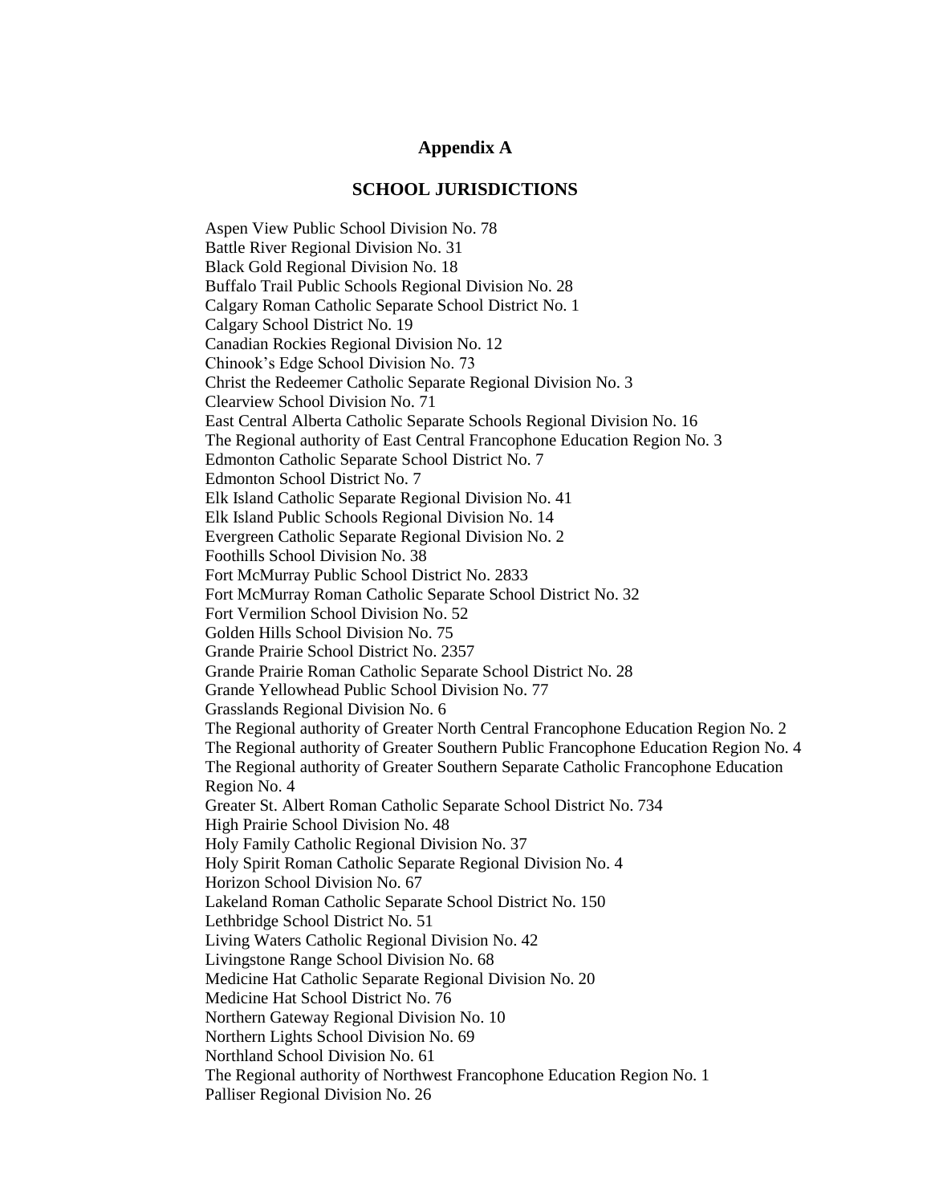## Appendix A

### SCHOOL JURISDICTIONS

Aspen View Public School Division No. 78
Battle River Regional Division No. 31
Black Gold Regional Division No. 18
Buffalo Trail Public Schools Regional Division No. 28
Calgary Roman Catholic Separate School District No. 1
Calgary School District No. 19
Canadian Rockies Regional Division No. 12
Chinook's Edge School Division No. 73
Christ the Redeemer Catholic Separate Regional Division No. 3
Clearview School Division No. 71
East Central Alberta Catholic Separate Schools Regional Division No. 16
The Regional authority of East Central Francophone Education Region No. 3
Edmonton Catholic Separate School District No. 7
Edmonton School District No. 7
Elk Island Catholic Separate Regional Division No. 41
Elk Island Public Schools Regional Division No. 14
Evergreen Catholic Separate Regional Division No. 2
Foothills School Division No. 38
Fort McMurray Public School District No. 2833
Fort McMurray Roman Catholic Separate School District No. 32
Fort Vermilion School Division No. 52
Golden Hills School Division No. 75
Grande Prairie School District No. 2357
Grande Prairie Roman Catholic Separate School District No. 28
Grande Yellowhead Public School Division No. 77
Grasslands Regional Division No. 6
The Regional authority of Greater North Central Francophone Education Region No. 2
The Regional authority of Greater Southern Public Francophone Education Region No. 4
The Regional authority of Greater Southern Separate Catholic Francophone Education Region No. 4
Greater St. Albert Roman Catholic Separate School District No. 734
High Prairie School Division No. 48
Holy Family Catholic Regional Division No. 37
Holy Spirit Roman Catholic Separate Regional Division No. 4
Horizon School Division No. 67
Lakeland Roman Catholic Separate School District No. 150
Lethbridge School District No. 51
Living Waters Catholic Regional Division No. 42
Livingstone Range School Division No. 68
Medicine Hat Catholic Separate Regional Division No. 20
Medicine Hat School District No. 76
Northern Gateway Regional Division No. 10
Northern Lights School Division No. 69
Northland School Division No. 61
The Regional authority of Northwest Francophone Education Region No. 1
Palliser Regional Division No. 26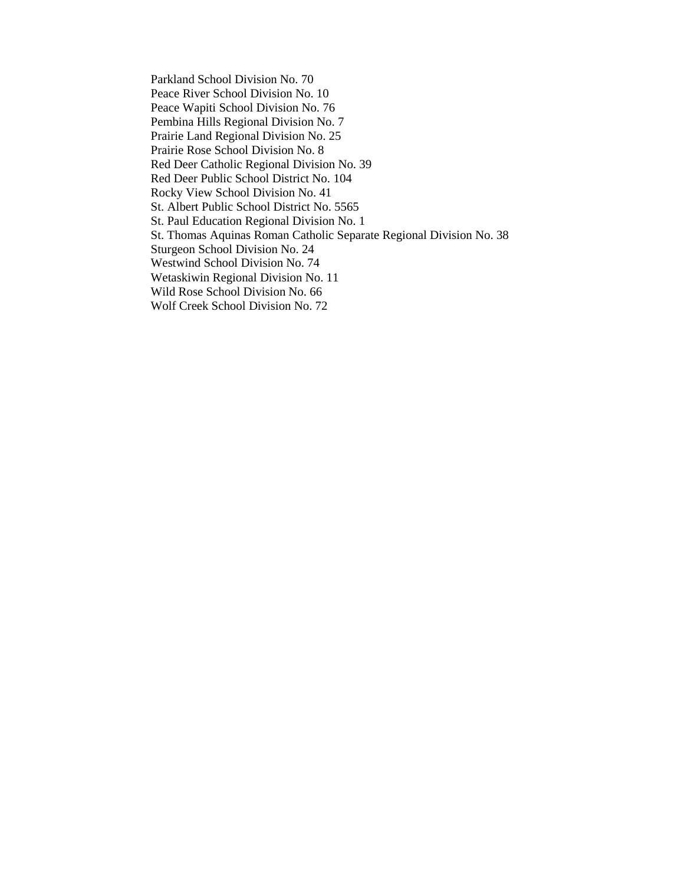Parkland School Division No. 70
Peace River School Division No. 10
Peace Wapiti School Division No. 76
Pembina Hills Regional Division No. 7
Prairie Land Regional Division No. 25
Prairie Rose School Division No. 8
Red Deer Catholic Regional Division No. 39
Red Deer Public School District No. 104
Rocky View School Division No. 41
St. Albert Public School District No. 5565
St. Paul Education Regional Division No. 1
St. Thomas Aquinas Roman Catholic Separate Regional Division No. 38
Sturgeon School Division No. 24
Westwind School Division No. 74
Wetaskiwin Regional Division No. 11
Wild Rose School Division No. 66
Wolf Creek School Division No. 72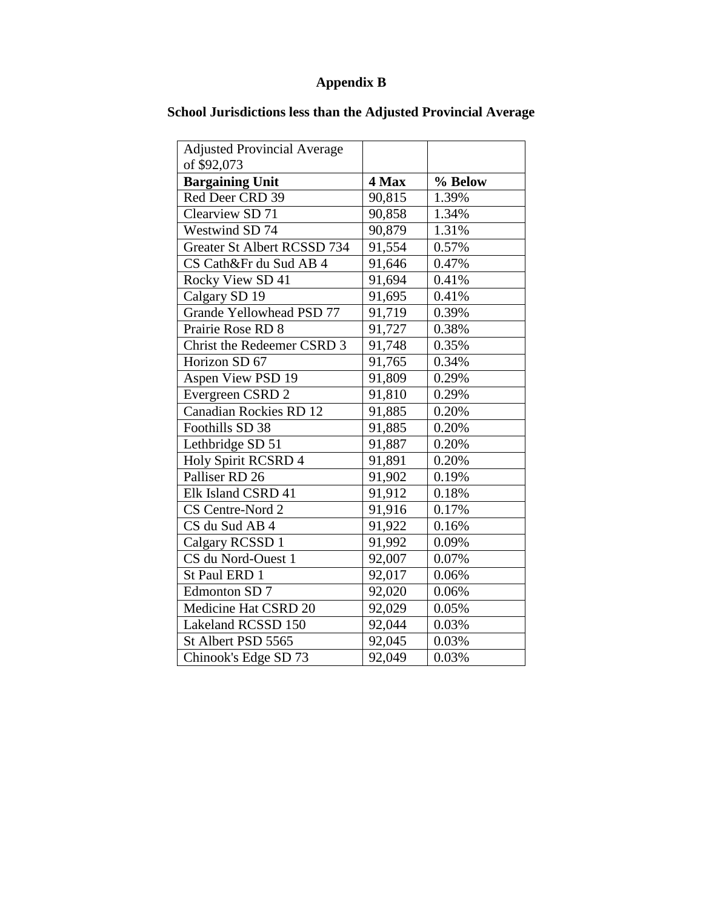# Appendix B

## School Jurisdictions less than the Adjusted Provincial Average

| Adjusted Provincial Average of $92,073 | | |
|---|---|---|
| **Bargaining Unit** | **4 Max** | **% Below** |
| Red Deer CRD 39 | 90,815 | 1.39% |
| Clearview SD 71 | 90,858 | 1.34% |
| Westwind SD 74 | 90,879 | 1.31% |
| Greater St Albert RCSSD 734 | 91,554 | 0.57% |
| CS Cath&Fr du Sud AB 4 | 91,646 | 0.47% |
| Rocky View SD 41 | 91,694 | 0.41% |
| Calgary SD 19 | 91,695 | 0.41% |
| Grande Yellowhead PSD 77 | 91,719 | 0.39% |
| Prairie Rose RD 8 | 91,727 | 0.38% |
| Christ the Redeemer CSRD 3 | 91,748 | 0.35% |
| Horizon SD 67 | 91,765 | 0.34% |
| Aspen View PSD 19 | 91,809 | 0.29% |
| Evergreen CSRD 2 | 91,810 | 0.29% |
| Canadian Rockies RD 12 | 91,885 | 0.20% |
| Foothills SD 38 | 91,885 | 0.20% |
| Lethbridge SD 51 | 91,887 | 0.20% |
| Holy Spirit RCSRD 4 | 91,891 | 0.20% |
| Palliser RD 26 | 91,902 | 0.19% |
| Elk Island CSRD 41 | 91,912 | 0.18% |
| CS Centre-Nord 2 | 91,916 | 0.17% |
| CS du Sud AB 4 | 91,922 | 0.16% |
| Calgary RCSSD 1 | 91,992 | 0.09% |
| CS du Nord-Ouest 1 | 92,007 | 0.07% |
| St Paul ERD 1 | 92,017 | 0.06% |
| Edmonton SD 7 | 92,020 | 0.06% |
| Medicine Hat CSRD 20 | 92,029 | 0.05% |
| Lakeland RCSSD 150 | 92,044 | 0.03% |
| St Albert PSD 5565 | 92,045 | 0.03% |
| Chinook's Edge SD 73 | 92,049 | 0.03% |